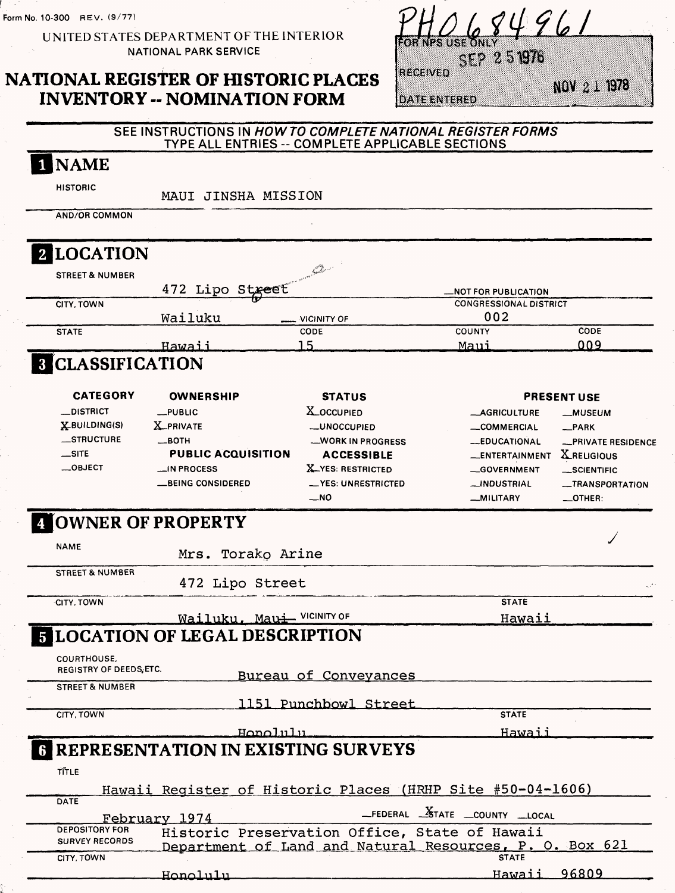Form No. 10-300 REV. (9/77)

UNITED STATES DEPARTMENT OF THE INTERIOR
NATIONAL PARK SERVICE

# NATIONAL REGISTER OF HISTORIC PLACES INVENTORY -- NOMINATION FORM

PH0684961

FOR NPS USE ONLY

RECEIVED SEP 25 1978

DATE ENTERED NOV 21 1978

SEE INSTRUCTIONS IN *HOW TO COMPLETE NATIONAL REGISTER FORMS*
TYPE ALL ENTRIES -- COMPLETE APPLICABLE SECTIONS

## 1 NAME

HISTORIC: MAUI JINSHA MISSION

AND/OR COMMON:

## 2 LOCATION

STREET & NUMBER: 472 Lipo Street

__NOT FOR PUBLICATION

CITY, TOWN: Wailuku __VICINITY OF

CONGRESSIONAL DISTRICT: 002

STATE: Hawaii CODE: 15 COUNTY: Maui CODE: 009

## 3 CLASSIFICATION

| CATEGORY | OWNERSHIP | STATUS | PRESENT USE | |
|---|---|---|---|---|
| __DISTRICT | __PUBLIC | X OCCUPIED | __AGRICULTURE | __MUSEUM |
| X BUILDING(S) | X PRIVATE | __UNOCCUPIED | __COMMERCIAL | __PARK |
| __STRUCTURE | __BOTH | __WORK IN PROGRESS | __EDUCATIONAL | __PRIVATE RESIDENCE |
| __SITE | **PUBLIC ACQUISITION** | **ACCESSIBLE** | __ENTERTAINMENT | X RELIGIOUS |
| __OBJECT | __IN PROCESS | X YES: RESTRICTED | __GOVERNMENT | __SCIENTIFIC |
| | __BEING CONSIDERED | __YES: UNRESTRICTED | __INDUSTRIAL | __TRANSPORTATION |
| | | __NO | __MILITARY | __OTHER: |

## 4 OWNER OF PROPERTY

NAME: Mrs. Torako Arine

STREET & NUMBER: 472 Lipo Street

CITY, TOWN: Wailuku, Maui __VICINITY OF

STATE: Hawaii

## 5 LOCATION OF LEGAL DESCRIPTION

COURTHOUSE, REGISTRY OF DEEDS, ETC.: Bureau of Conveyances

STREET & NUMBER: 1151 Punchbowl Street

CITY, TOWN: Honolulu

STATE: Hawaii

## 6 REPRESENTATION IN EXISTING SURVEYS

TITLE: Hawaii Register of Historic Places (HRHP Site #50-04-1606)

DATE: February 1974 __FEDERAL X STATE __COUNTY __LOCAL

DEPOSITORY FOR SURVEY RECORDS: Historic Preservation Office, State of Hawaii
Department of Land and Natural Resources, P. O. Box 621

CITY, TOWN: Honolulu

STATE: Hawaii 96809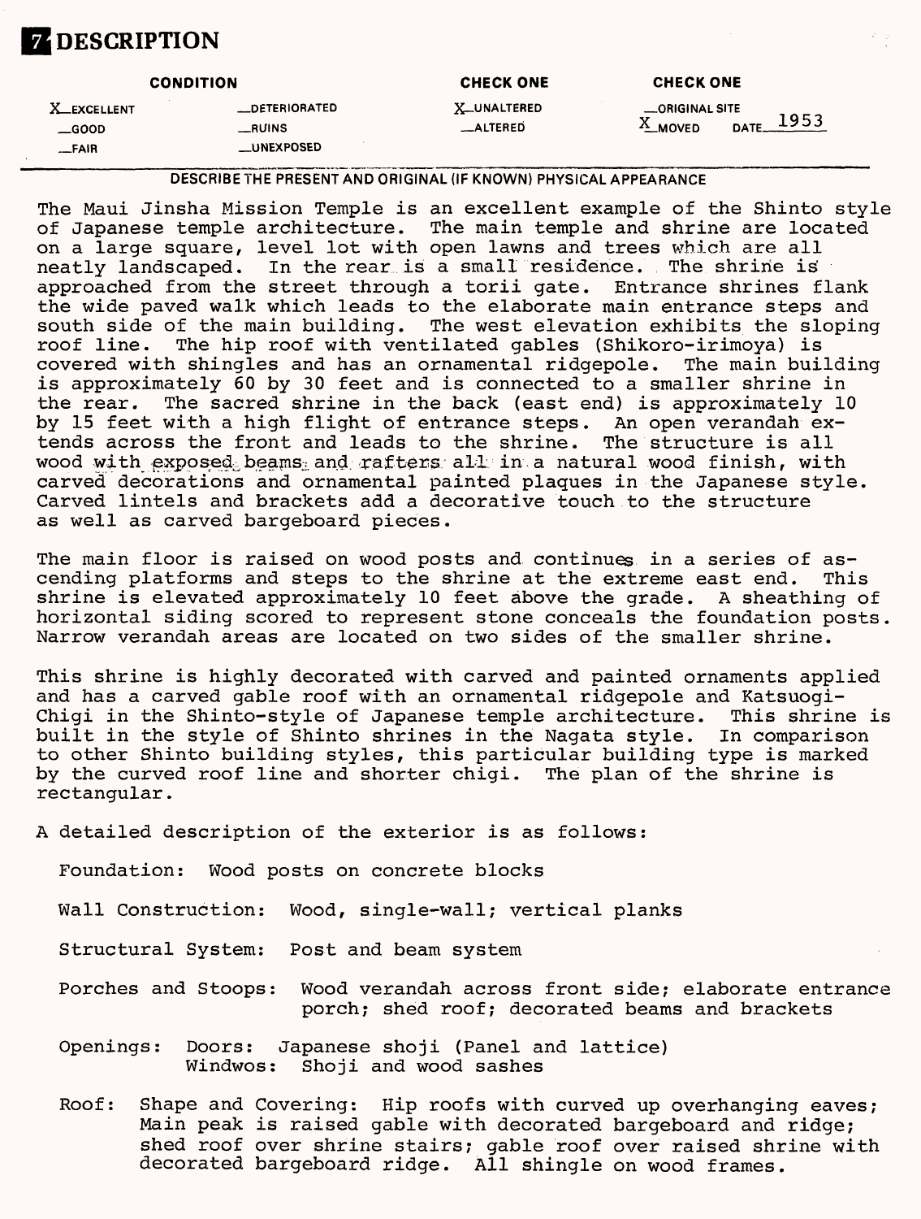# 7 DESCRIPTION

| CONDITION | | CHECK ONE | CHECK ONE |
|---|---|---|---|
| X EXCELLENT | __DETERIORATED | X UNALTERED | __ORIGINAL SITE |
| __GOOD | __RUINS | __ALTERED | X MOVED DATE 1953 |
| __FAIR | __UNEXPOSED | | |

DESCRIBE THE PRESENT AND ORIGINAL (IF KNOWN) PHYSICAL APPEARANCE

The Maui Jinsha Mission Temple is an excellent example of the Shinto style of Japanese temple architecture. The main temple and shrine are located on a large square, level lot with open lawns and trees which are all neatly landscaped. In the rear is a small residence. The shrine is approached from the street through a torii gate. Entrance shrines flank the wide paved walk which leads to the elaborate main entrance steps and south side of the main building. The west elevation exhibits the sloping roof line. The hip roof with ventilated gables (Shikoro-irimoya) is covered with shingles and has an ornamental ridgepole. The main building is approximately 60 by 30 feet and is connected to a smaller shrine in the rear. The sacred shrine in the back (east end) is approximately 10 by 15 feet with a high flight of entrance steps. An open verandah extends across the front and leads to the shrine. The structure is all wood with exposed beams and rafters all in a natural wood finish, with carved decorations and ornamental painted plaques in the Japanese style. Carved lintels and brackets add a decorative touch to the structure as well as carved bargeboard pieces.

The main floor is raised on wood posts and continues in a series of ascending platforms and steps to the shrine at the extreme east end. This shrine is elevated approximately 10 feet above the grade. A sheathing of horizontal siding scored to represent stone conceals the foundation posts. Narrow verandah areas are located on two sides of the smaller shrine.

This shrine is highly decorated with carved and painted ornaments applied and has a carved gable roof with an ornamental ridgepole and Katsuogi-Chigi in the Shinto-style of Japanese temple architecture. This shrine is built in the style of Shinto shrines in the Nagata style. In comparison to other Shinto building styles, this particular building type is marked by the curved roof line and shorter chigi. The plan of the shrine is rectangular.

A detailed description of the exterior is as follows:

Foundation: Wood posts on concrete blocks

Wall Construction: Wood, single-wall; vertical planks

Structural System: Post and beam system

Porches and Stoops: Wood verandah across front side; elaborate entrance porch; shed roof; decorated beams and brackets

Openings: Doors: Japanese shoji (Panel and lattice)
Windwos: Shoji and wood sashes

Roof: Shape and Covering: Hip roofs with curved up overhanging eaves; Main peak is raised gable with decorated bargeboard and ridge; shed roof over shrine stairs; gable roof over raised shrine with decorated bargeboard ridge. All shingle on wood frames.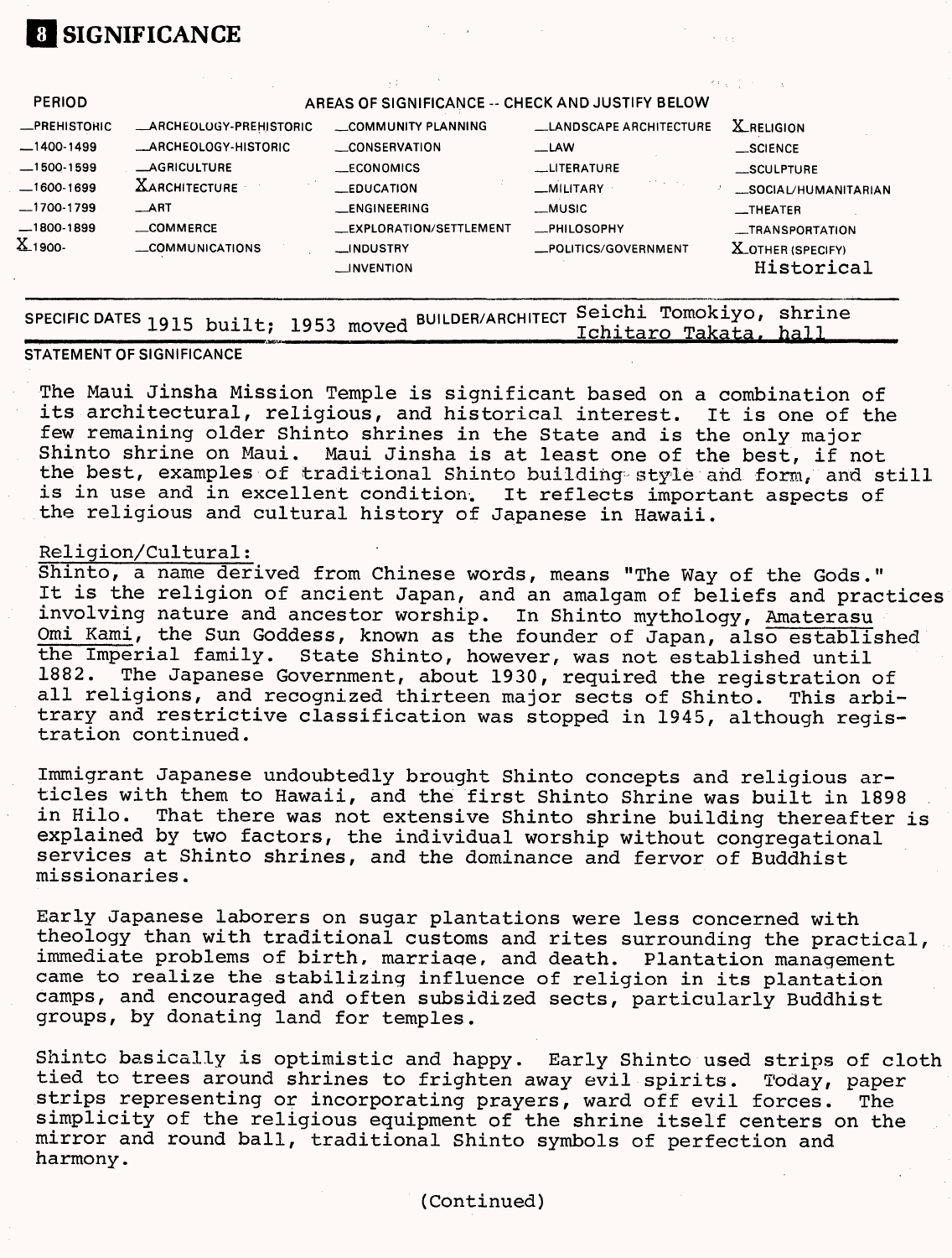## 8 SIGNIFICANCE

| PERIOD | AREAS OF SIGNIFICANCE -- CHECK AND JUSTIFY BELOW | | | |
|---|---|---|---|---|
| _PREHISTORIC | _ARCHEOLOGY-PREHISTORIC | _COMMUNITY PLANNING | _LANDSCAPE ARCHITECTURE | X RELIGION |
| _1400-1499 | _ARCHEOLOGY-HISTORIC | _CONSERVATION | _LAW | _SCIENCE |
| _1500-1599 | _AGRICULTURE | _ECONOMICS | _LITERATURE | _SCULPTURE |
| _1600-1699 | X ARCHITECTURE | _EDUCATION | _MILITARY | _SOCIAL/HUMANITARIAN |
| _1700-1799 | _ART | _ENGINEERING | _MUSIC | _THEATER |
| _1800-1899 | _COMMERCE | _EXPLORATION/SETTLEMENT | _PHILOSOPHY | _TRANSPORTATION |
| X 1900- | _COMMUNICATIONS | _INDUSTRY | _POLITICS/GOVERNMENT | X OTHER (SPECIFY) Historical |
| | | _INVENTION | | |

SPECIFIC DATES 1915 built; 1953 moved BUILDER/ARCHITECT Seichi Tomokiyo, shrine Ichitaro Takata, hall

**STATEMENT OF SIGNIFICANCE**

The Maui Jinsha Mission Temple is significant based on a combination of its architectural, religious, and historical interest. It is one of the few remaining older Shinto shrines in the State and is the only major Shinto shrine on Maui. Maui Jinsha is at least one of the best, if not the best, examples of traditional Shinto building style and form, and still is in use and in excellent condition. It reflects important aspects of the religious and cultural history of Japanese in Hawaii.

Religion/Cultural:

Shinto, a name derived from Chinese words, means "The Way of the Gods." It is the religion of ancient Japan, and an amalgam of beliefs and practices involving nature and ancestor worship. In Shinto mythology, Amaterasu Omi Kami, the Sun Goddess, known as the founder of Japan, also established the Imperial family. State Shinto, however, was not established until 1882. The Japanese Government, about 1930, required the registration of all religions, and recognized thirteen major sects of Shinto. This arbitrary and restrictive classification was stopped in 1945, although registration continued.

Immigrant Japanese undoubtedly brought Shinto concepts and religious articles with them to Hawaii, and the first Shinto Shrine was built in 1898 in Hilo. That there was not extensive Shinto shrine building thereafter is explained by two factors, the individual worship without congregational services at Shinto shrines, and the dominance and fervor of Buddhist missionaries.

Early Japanese laborers on sugar plantations were less concerned with theology than with traditional customs and rites surrounding the practical, immediate problems of birth, marriage, and death. Plantation management came to realize the stabilizing influence of religion in its plantation camps, and encouraged and often subsidized sects, particularly Buddhist groups, by donating land for temples.

Shinto basically is optimistic and happy. Early Shinto used strips of cloth tied to trees around shrines to frighten away evil spirits. Today, paper strips representing or incorporating prayers, ward off evil forces. The simplicity of the religious equipment of the shrine itself centers on the mirror and round ball, traditional Shinto symbols of perfection and harmony.

(Continued)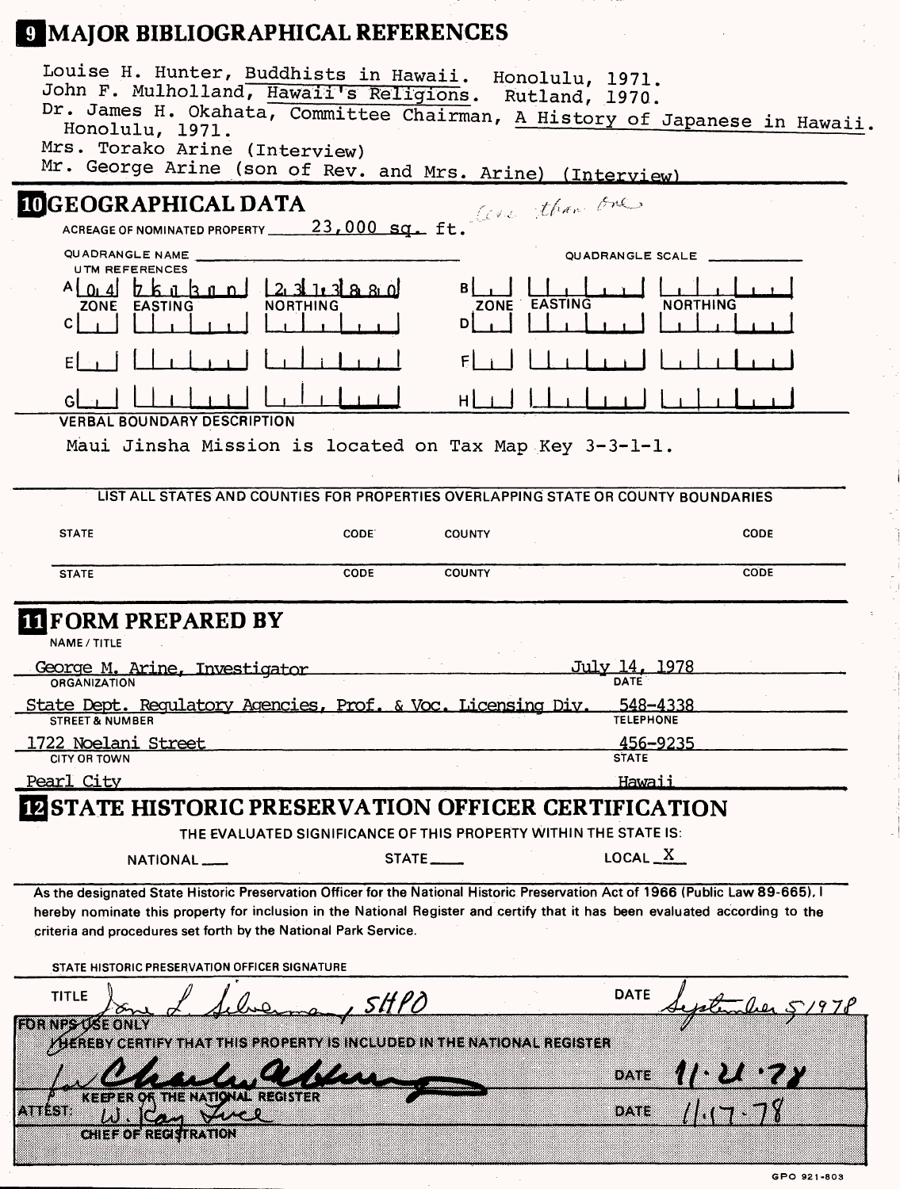## 9 MAJOR BIBLIOGRAPHICAL REFERENCES

Louise H. Hunter, Buddhists in Hawaii. Honolulu, 1971.
John F. Mulholland, Hawaii's Religions. Rutland, 1970.
Dr. James H. Okahata, Committee Chairman, A History of Japanese in Hawaii. Honolulu, 1971.
Mrs. Torako Arine (Interview)
Mr. George Arine (son of Rev. and Mrs. Arine) (Interview)

## 10 GEOGRAPHICAL DATA

ACREAGE OF NOMINATED PROPERTY 23,000 sq. ft. *less than one*

QUADRANGLE NAME ______ QUADRANGLE SCALE ______

UTM REFERENCES

| | ZONE | EASTING | NORTHING | | ZONE | EASTING | NORTHING |
|---|---|---|---|---|---|---|---|
| A | 04 | 761300 | 2313880 | B | | | |
| C | | | | D | | | |
| E | | | | F | | | |
| G | | | | H | | | |

VERBAL BOUNDARY DESCRIPTION

Maui Jinsha Mission is located on Tax Map Key 3-3-1-1.

LIST ALL STATES AND COUNTIES FOR PROPERTIES OVERLAPPING STATE OR COUNTY BOUNDARIES

| STATE | CODE | COUNTY | CODE |
|---|---|---|---|
| STATE | CODE | COUNTY | CODE |

## 11 FORM PREPARED BY

NAME / TITLE: George M. Arine, Investigator — DATE: July 14, 1978

ORGANIZATION: State Dept. Regulatory Agencies, Prof. & Voc. Licensing Div. — TELEPHONE: 548-4338

STREET & NUMBER: 1722 Noelani Street — 456-9235

CITY OR TOWN: Pearl City — STATE: Hawaii

## 12 STATE HISTORIC PRESERVATION OFFICER CERTIFICATION

THE EVALUATED SIGNIFICANCE OF THIS PROPERTY WITHIN THE STATE IS:

NATIONAL ___ STATE ___ LOCAL X

As the designated State Historic Preservation Officer for the National Historic Preservation Act of 1966 (Public Law 89-665), I hereby nominate this property for inclusion in the National Register and certify that it has been evaluated according to the criteria and procedures set forth by the National Park Service.

STATE HISTORIC PRESERVATION OFFICER SIGNATURE

TITLE *Jane L. Silverman, SHPO* DATE *September 5, 1978*

FOR NPS USE ONLY

I HEREBY CERTIFY THAT THIS PROPERTY IS INCLUDED IN THE NATIONAL REGISTER

*for Charles Herrington* DATE *11-21-78*

KEEPER OF THE NATIONAL REGISTER

ATTEST: *W. Ray Luce* DATE *11-17-78*

CHIEF OF REGISTRATION

GPO 921-803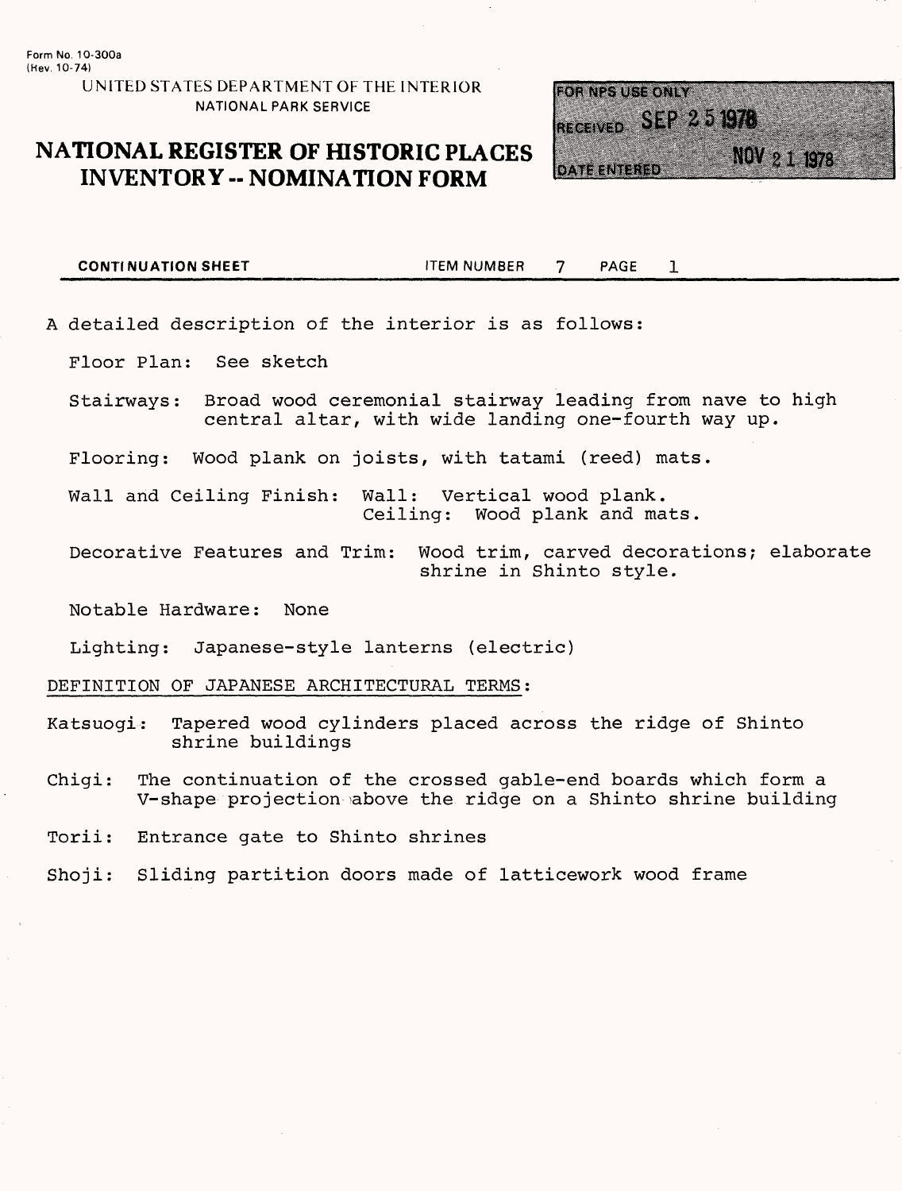Form No. 10-300a
(Rev. 10-74)

UNITED STATES DEPARTMENT OF THE INTERIOR
NATIONAL PARK SERVICE

# NATIONAL REGISTER OF HISTORIC PLACES INVENTORY -- NOMINATION FORM

FOR NPS USE ONLY
RECEIVED SEP 25 1978
DATE ENTERED NOV 21 1978

**CONTINUATION SHEET** ITEM NUMBER 7 PAGE 1

A detailed description of the interior is as follows:

Floor Plan: See sketch

Stairways: Broad wood ceremonial stairway leading from nave to high central altar, with wide landing one-fourth way up.

Flooring: Wood plank on joists, with tatami (reed) mats.

Wall and Ceiling Finish: Wall: Vertical wood plank.
Ceiling: Wood plank and mats.

Decorative Features and Trim: Wood trim, carved decorations; elaborate shrine in Shinto style.

Notable Hardware: None

Lighting: Japanese-style lanterns (electric)

DEFINITION OF JAPANESE ARCHITECTURAL TERMS:

Katsuogi: Tapered wood cylinders placed across the ridge of Shinto shrine buildings

Chigi: The continuation of the crossed gable-end boards which form a V-shape projection above the ridge on a Shinto shrine building

Torii: Entrance gate to Shinto shrines

Shoji: Sliding partition doors made of latticework wood frame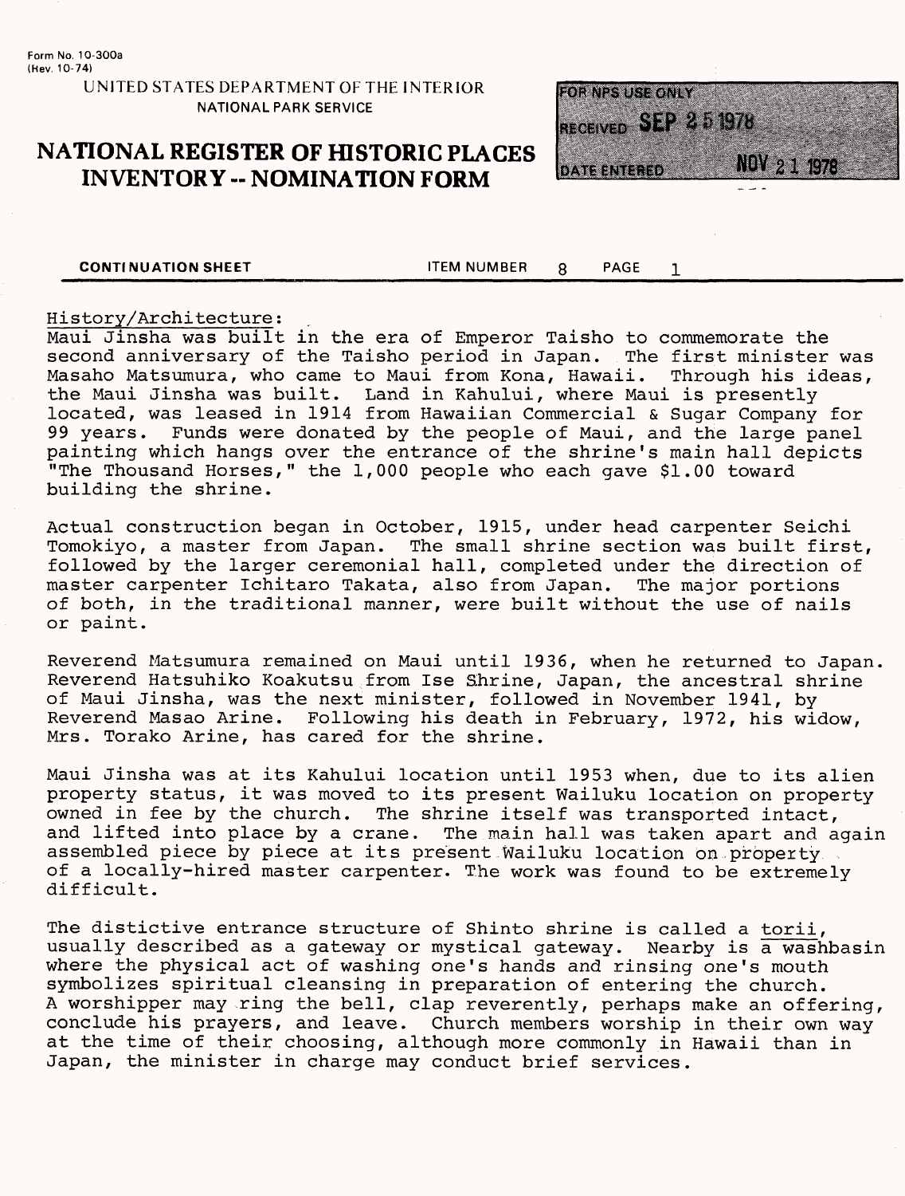Form No. 10-300a
(Rev. 10-74)

UNITED STATES DEPARTMENT OF THE INTERIOR
NATIONAL PARK SERVICE

# NATIONAL REGISTER OF HISTORIC PLACES INVENTORY -- NOMINATION FORM

FOR NPS USE ONLY
RECEIVED SEP 25 1978
DATE ENTERED NOV 21 1978

**CONTINUATION SHEET** ITEM NUMBER 8 PAGE 1

History/Architecture:

Maui Jinsha was built in the era of Emperor Taisho to commemorate the second anniversary of the Taisho period in Japan. The first minister was Masaho Matsumura, who came to Maui from Kona, Hawaii. Through his ideas, the Maui Jinsha was built. Land in Kahului, where Maui is presently located, was leased in 1914 from Hawaiian Commercial & Sugar Company for 99 years. Funds were donated by the people of Maui, and the large panel painting which hangs over the entrance of the shrine's main hall depicts "The Thousand Horses," the 1,000 people who each gave $1.00 toward building the shrine.

Actual construction began in October, 1915, under head carpenter Seichi Tomokiyo, a master from Japan. The small shrine section was built first, followed by the larger ceremonial hall, completed under the direction of master carpenter Ichitaro Takata, also from Japan. The major portions of both, in the traditional manner, were built without the use of nails or paint.

Reverend Matsumura remained on Maui until 1936, when he returned to Japan. Reverend Hatsuhiko Koakutsu from Ise Shrine, Japan, the ancestral shrine of Maui Jinsha, was the next minister, followed in November 1941, by Reverend Masao Arine. Following his death in February, 1972, his widow, Mrs. Torako Arine, has cared for the shrine.

Maui Jinsha was at its Kahului location until 1953 when, due to its alien property status, it was moved to its present Wailuku location on property owned in fee by the church. The shrine itself was transported intact, and lifted into place by a crane. The main hall was taken apart and again assembled piece by piece at its present Wailuku location on property of a locally-hired master carpenter. The work was found to be extremely difficult.

The distictive entrance structure of Shinto shrine is called a torii, usually described as a gateway or mystical gateway. Nearby is a washbasin where the physical act of washing one's hands and rinsing one's mouth symbolizes spiritual cleansing in preparation of entering the church. A worshipper may ring the bell, clap reverently, perhaps make an offering, conclude his prayers, and leave. Church members worship in their own way at the time of their choosing, although more commonly in Hawaii than in Japan, the minister in charge may conduct brief services.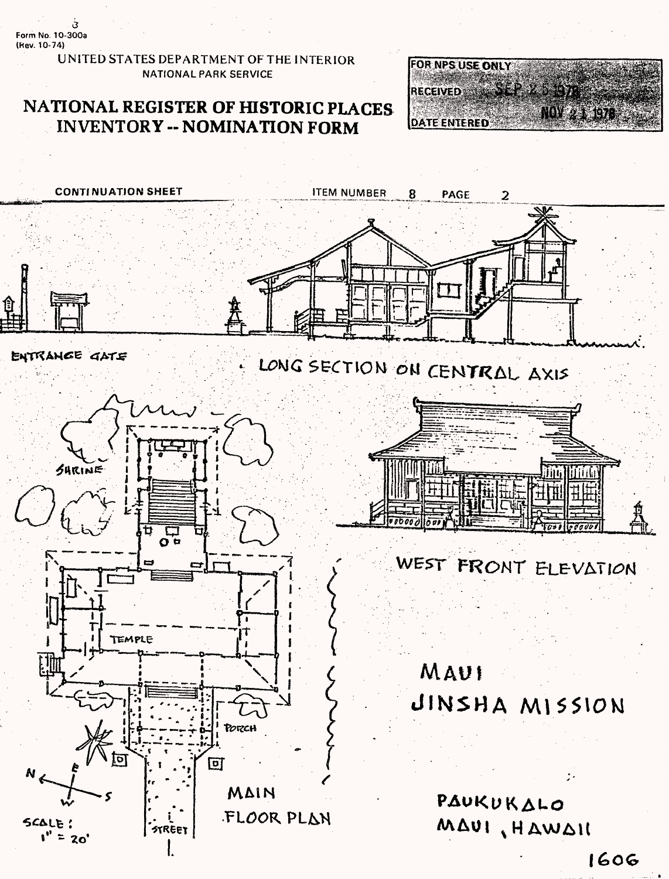Form No. 10-300a
(Rev. 10-74)

UNITED STATES DEPARTMENT OF THE INTERIOR
NATIONAL PARK SERVICE

# NATIONAL REGISTER OF HISTORIC PLACES INVENTORY -- NOMINATION FORM

FOR NPS USE ONLY
RECEIVED SEP 25 1978
DATE ENTERED NOV 21 1978

CONTINUATION SHEET ITEM NUMBER 8 PAGE 2

ENTRANCE GATE

LONG SECTION ON CENTRAL AXIS

SHRINE

TEMPLE

PORCH

WEST FRONT ELEVATION

N E W S

SCALE: 1" = 20'

STREET

MAIN FLOOR PLAN

MAUI JINSHA MISSION

PAUKUKALO
MAUI, HAWAII

1606